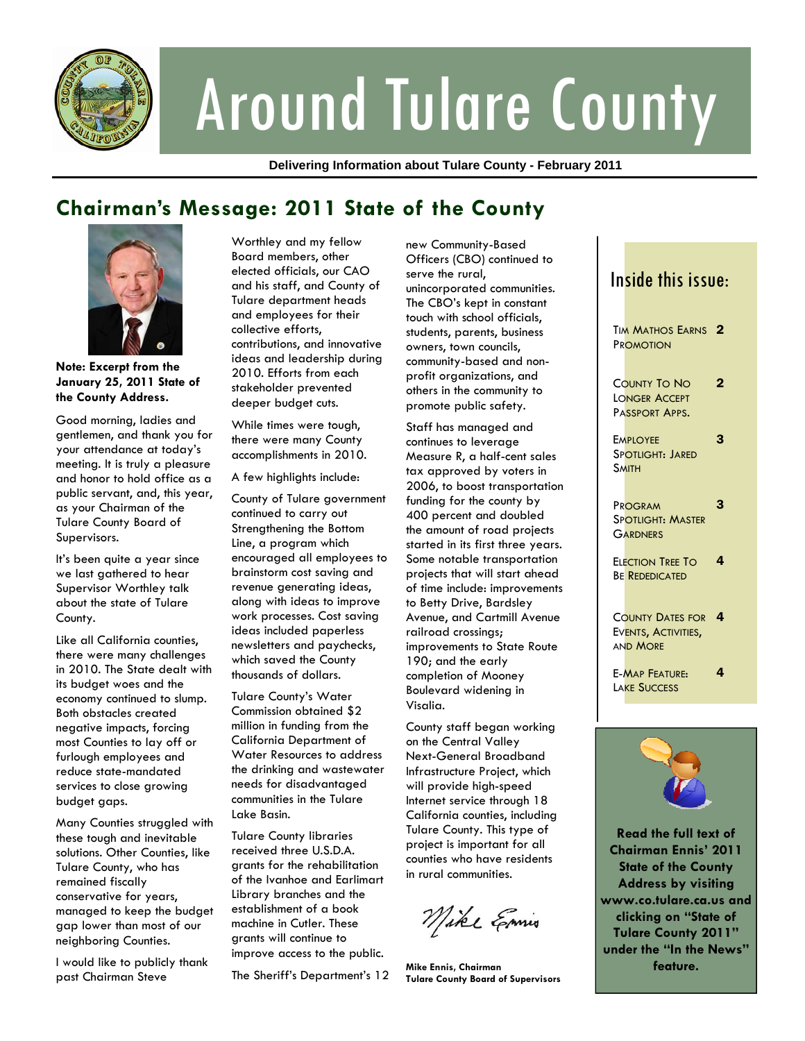# Around Tulare County

**Delivering Information about Tulare County - February 2011**

## Chairman's Message: 2011 State of the County

**Note: Excerpt from the January 25, 2011 State of the County Address.**

Good morning, ladies and gentlemen, and thank you for your attendance at today's meeting. It is truly a pleasure and honor to hold office as a public servant, and, this year, as your Chairman of the Tulare County Board of Supervisors.

It's been quite a year since we last gathered to hear Supervisor Worthley talk about the state of Tulare County.

Like all California counties, there were many challenges in 2010. The State dealt with its budget woes and the economy continued to slump. Both obstacles created negative impacts, forcing most Counties to lay off or furlough employees and reduce state-mandated services to close growing budget gaps.

Many Counties struggled with these tough and inevitable solutions. Other Counties, like Tulare County, who has remained fiscally conservative for years, managed to keep the budget gap lower than most of our neighboring Counties.

I would like to publicly thank past Chairman Steve Worthley and my fellow Board members, other elected officials, our CAO and his staff, and County of Tulare department heads and employees for their collective efforts, contributions, and innovative ideas and leadership during 2010. Efforts from each stakeholder prevented deeper budget cuts.

While times were tough, there were many County accomplishments in 2010.

A few highlights include:

County of Tulare government continued to carry out Strengthening the Bottom Line, a program which encouraged all employees to brainstorm cost saving and revenue generating ideas, along with ideas to improve work processes. Cost saving ideas included paperless newsletters and paychecks, which saved the County thousands of dollars.

Tulare County's Water Commission obtained $2 million in funding from the California Department of Water Resources to address the drinking and wastewater needs for disadvantaged communities in the Tulare Lake Basin.

Tulare County libraries received three U.S.D.A. grants for the rehabilitation of the Ivanhoe and Earlimart Library branches and the establishment of a book machine in Cutler. These grants will continue to improve access to the public.

The Sheriff's Department's 12 new Community-Based Officers (CBO) continued to serve the rural, unincorporated communities. The CBO's kept in constant touch with school officials, students, parents, business owners, town councils, community-based and non-profit organizations, and others in the community to promote public safety.

Staff has managed and continues to leverage Measure R, a half-cent sales tax approved by voters in 2006, to boost transportation funding for the county by 400 percent and doubled the amount of road projects started in its first three years. Some notable transportation projects that will start ahead of time include: improvements to Betty Drive, Bardsley Avenue, and Cartmill Avenue railroad crossings; improvements to State Route 190; and the early completion of Mooney Boulevard widening in Visalia.

County staff began working on the Central Valley Next-General Broadband Infrastructure Project, which will provide high-speed Internet service through 18 California counties, including Tulare County. This type of project is important for all counties who have residents in rural communities.

Mike Ennis

**Mike Ennis, Chairman**
**Tulare County Board of Supervisors**

### Inside this issue:

| | |
|---|---|
| Tim Mathos Earns Promotion | 2 |
| County To No Longer Accept Passport Apps. | 2 |
| Employee Spotlight: Jared Smith | 3 |
| Program Spotlight: Master Gardners | 3 |
| Election Tree To Be Rededicated | 4 |
| County Dates for Events, Activities, and More | 4 |
| E-Map Feature: Lake Success | 4 |

**Read the full text of Chairman Ennis' 2011 State of the County Address by visiting www.co.tulare.ca.us and clicking on "State of Tulare County 2011" under the "In the News" feature.**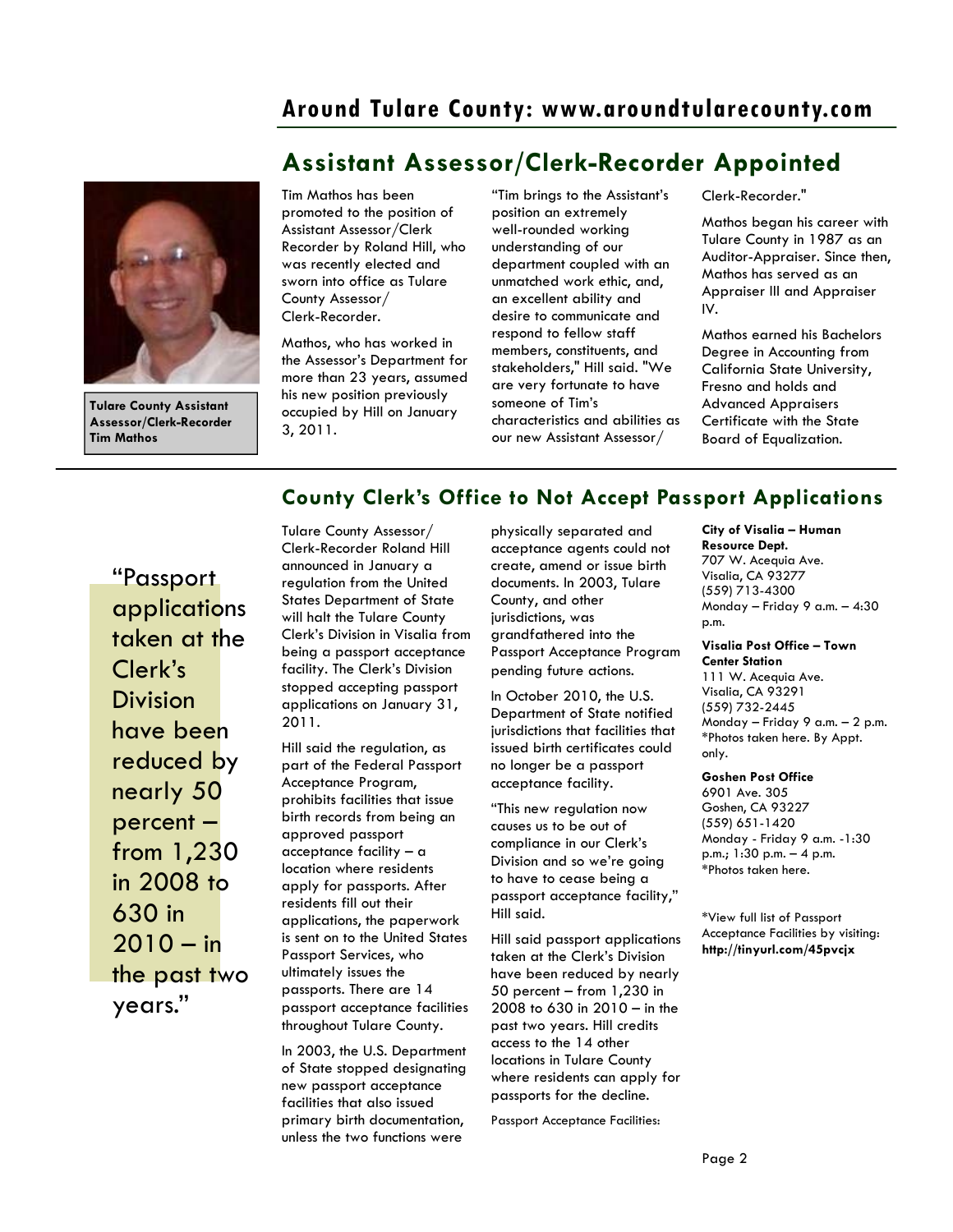## Assistant Assessor/Clerk-Recorder Appointed

**Tulare County Assistant Assessor/Clerk-Recorder Tim Mathos**

Tim Mathos has been promoted to the position of Assistant Assessor/Clerk Recorder by Roland Hill, who was recently elected and sworn into office as Tulare County Assessor/ Clerk-Recorder.

Mathos, who has worked in the Assessor's Department for more than 23 years, assumed his new position previously occupied by Hill on January 3, 2011.

"Tim brings to the Assistant's position an extremely well-rounded working understanding of our department coupled with an unmatched work ethic, and, an excellent ability and desire to communicate and respond to fellow staff members, constituents, and stakeholders," Hill said. "We are very fortunate to have someone of Tim's characteristics and abilities as our new Assistant Assessor/ Clerk-Recorder."

Mathos began his career with Tulare County in 1987 as an Auditor-Appraiser. Since then, Mathos has served as an Appraiser III and Appraiser IV.

Mathos earned his Bachelors Degree in Accounting from California State University, Fresno and holds and Advanced Appraisers Certificate with the State Board of Equalization.

## County Clerk's Office to Not Accept Passport Applications

"Passport applications taken at the Clerk's Division have been reduced by nearly 50 percent – from 1,230 in 2008 to 630 in 2010 – in the past two years."

Tulare County Assessor/ Clerk-Recorder Roland Hill announced in January a regulation from the United States Department of State will halt the Tulare County Clerk's Division in Visalia from being a passport acceptance facility. The Clerk's Division stopped accepting passport applications on January 31, 2011.

Hill said the regulation, as part of the Federal Passport Acceptance Program, prohibits facilities that issue birth records from being an approved passport acceptance facility – a location where residents apply for passports. After residents fill out their applications, the paperwork is sent on to the United States Passport Services, who ultimately issues the passports. There are 14 passport acceptance facilities throughout Tulare County.

In 2003, the U.S. Department of State stopped designating new passport acceptance facilities that also issued primary birth documentation, unless the two functions were physically separated and acceptance agents could not create, amend or issue birth documents. In 2003, Tulare County, and other jurisdictions, was grandfathered into the Passport Acceptance Program pending future actions.

In October 2010, the U.S. Department of State notified jurisdictions that facilities that issued birth certificates could no longer be a passport acceptance facility.

"This new regulation now causes us to be out of compliance in our Clerk's Division and so we're going to have to cease being a passport acceptance facility," Hill said.

Hill said passport applications taken at the Clerk's Division have been reduced by nearly 50 percent – from 1,230 in 2008 to 630 in 2010 – in the past two years. Hill credits access to the 14 other locations in Tulare County where residents can apply for passports for the decline.

Passport Acceptance Facilities:

**City of Visalia – Human Resource Dept.**
707 W. Acequia Ave.
Visalia, CA 93277
(559) 713-4300
Monday – Friday 9 a.m. – 4:30 p.m.

**Visalia Post Office – Town Center Station**
111 W. Acequia Ave.
Visalia, CA 93291
(559) 732-2445
Monday – Friday 9 a.m. – 2 p.m.
*Photos taken here. By Appt. only.

**Goshen Post Office**
6901 Ave. 305
Goshen, CA 93227
(559) 651-1420
Monday - Friday 9 a.m. -1:30 p.m.; 1:30 p.m. – 4 p.m.
*Photos taken here.

*View full list of Passport Acceptance Facilities by visiting: **http://tinyurl.com/45pvcjx**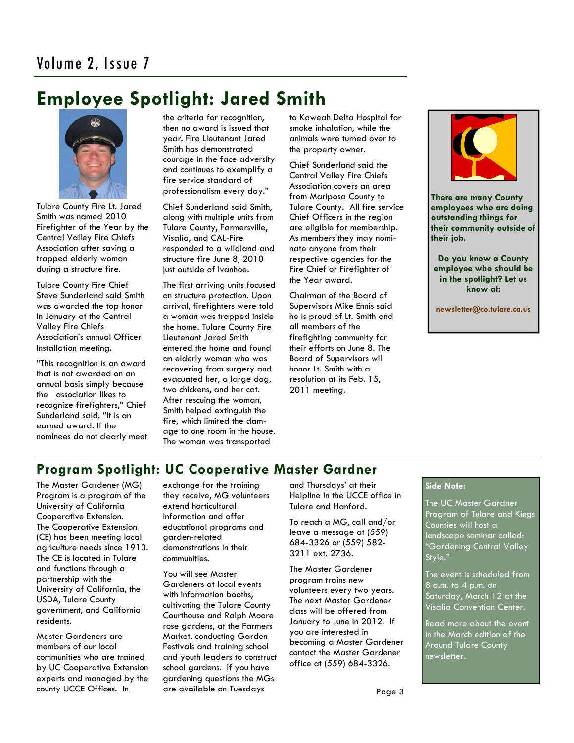## Employee Spotlight: Jared Smith

Tulare County Fire Lt. Jared Smith was named 2010 Firefighter of the Year by the Central Valley Fire Chiefs Association after saving a trapped elderly woman during a structure fire.

Tulare County Fire Chief Steve Sunderland said Smith was awarded the top honor in January at the Central Valley Fire Chiefs Association's annual Officer Installation meeting.

"This recognition is an award that is not awarded on an annual basis simply because the association likes to recognize firefighters," Chief Sunderland said. "It is an earned award. If the nominees do not clearly meet the criteria for recognition, then no award is issued that year. Fire Lieutenant Jared Smith has demonstrated courage in the face adversity and continues to exemplify a fire service standard of professionalism every day."

Chief Sunderland said Smith, along with multiple units from Tulare County, Farmersville, Visalia, and CAL-Fire responded to a wildland and structure fire June 8, 2010 just outside of Ivanhoe.

The first arriving units focused on structure protection. Upon arrival, firefighters were told a woman was trapped inside the home. Tulare County Fire Lieutenant Jared Smith entered the home and found an elderly woman who was recovering from surgery and evacuated her, a large dog, two chickens, and her cat. After rescuing the woman, Smith helped extinguish the fire, which limited the damage to one room in the house. The woman was transported to Kaweah Delta Hospital for smoke inhalation, while the animals were turned over to the property owner.

Chief Sunderland said the Central Valley Fire Chiefs Association covers an area from Mariposa County to Tulare County. All fire service Chief Officers in the region are eligible for membership. As members they may nominate anyone from their respective agencies for the Fire Chief or Firefighter of the Year award.

Chairman of the Board of Supervisors Mike Ennis said he is proud of Lt. Smith and all members of the firefighting community for their efforts on June 8. The Board of Supervisors will honor Lt. Smith with a resolution at its Feb. 15, 2011 meeting.

**There are many County employees who are doing outstanding things for their community outside of their job.**

**Do you know a County employee who should be in the spotlight? Let us know at:**

**newsletter@co.tulare.ca.us**

## Program Spotlight: UC Cooperative Master Gardner

The Master Gardener (MG) Program is a program of the University of California Cooperative Extension. The Cooperative Extension (CE) has been meeting local agriculture needs since 1913. The CE is located in Tulare and functions through a partnership with the University of California, the USDA, Tulare County government, and California residents.

Master Gardeners are members of our local communities who are trained by UC Cooperative Extension experts and managed by the county UCCE Offices. In exchange for the training they receive, MG volunteers extend horticultural information and offer educational programs and garden-related demonstrations in their communities.

You will see Master Gardeners at local events with information booths, cultivating the Tulare County Courthouse and Ralph Moore rose gardens, at the Farmers Market, conducting Garden Festivals and training school and youth leaders to construct school gardens. If you have gardening questions the MGs are available on Tuesdays and Thursdays' at their Helpline in the UCCE office in Tulare and Hanford.

To reach a MG, call and/or leave a message at (559) 684-3326 or (559) 582-3211 ext. 2736.

The Master Gardener program trains new volunteers every two years. The next Master Gardener class will be offered from January to June in 2012. If you are interested in becoming a Master Gardener contact the Master Gardener office at (559) 684-3326.

**Side Note:**

The UC Master Gardner Program of Tulare and Kings Counties will host a landscape seminar called: "Gardening Central Valley Style."

The event is scheduled from 8 a.m. to 4 p.m. on Saturday, March 12 at the Visalia Convention Center.

Read more about the event in the March edition of the Around Tulare County newsletter.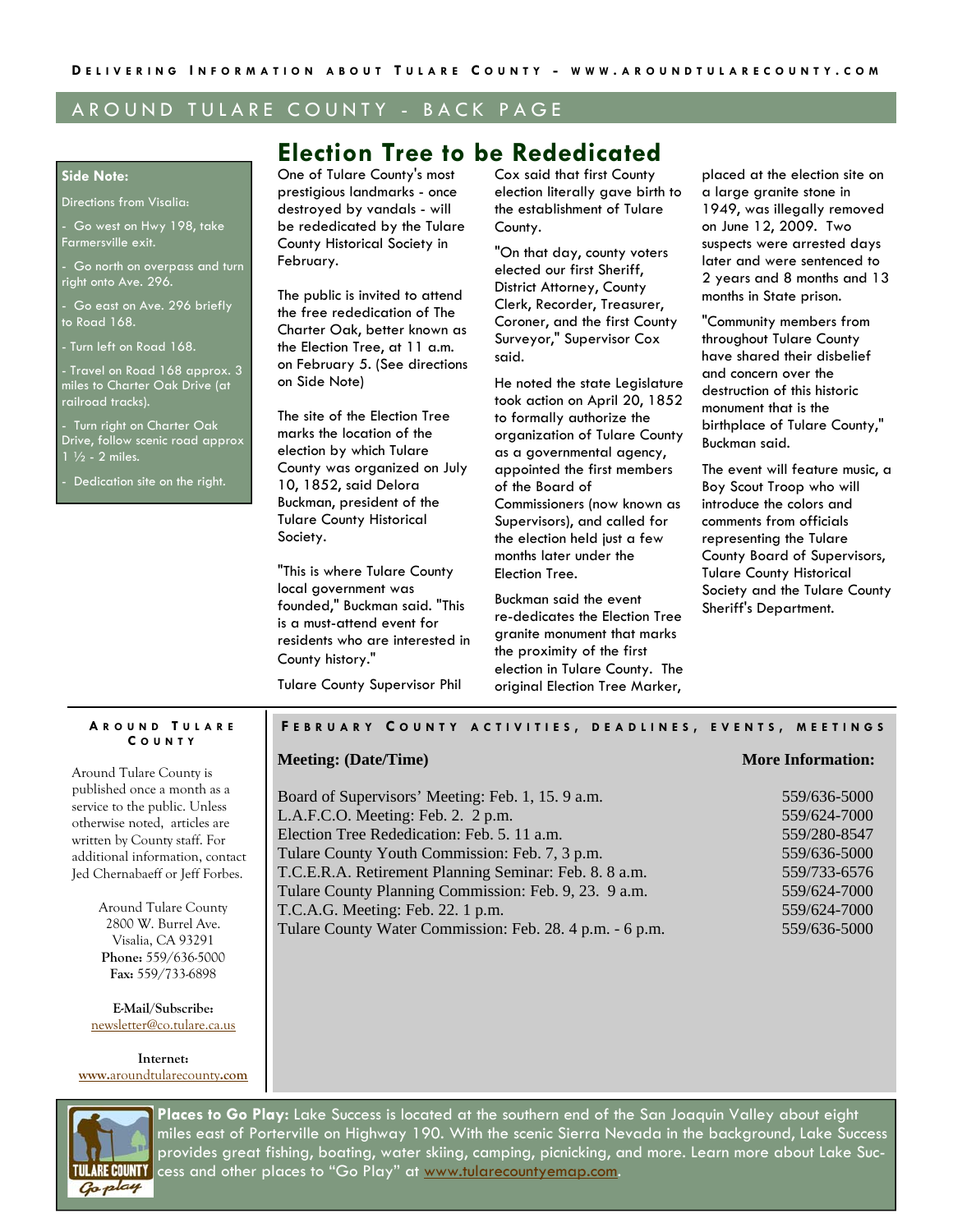## AROUND TULARE COUNTY - BACK PAGE

**Side Note:**

Directions from Visalia:

- Go west on Hwy 198, take Farmersville exit.
- Go north on overpass and turn right onto Ave. 296.
- Go east on Ave. 296 briefly to Road 168.
- Turn left on Road 168.
- Travel on Road 168 approx. 3 miles to Charter Oak Drive (at railroad tracks).
- Turn right on Charter Oak Drive, follow scenic road approx 1 ½ - 2 miles.
- Dedication site on the right.

# Election Tree to be Rededicated

One of Tulare County's most prestigious landmarks - once destroyed by vandals - will be rededicated by the Tulare County Historical Society in February.

The public is invited to attend the free rededication of The Charter Oak, better known as the Election Tree, at 11 a.m. on February 5. (See directions on Side Note)

The site of the Election Tree marks the location of the election by which Tulare County was organized on July 10, 1852, said Delora Buckman, president of the Tulare County Historical Society.

"This is where Tulare County local government was founded," Buckman said. "This is a must-attend event for residents who are interested in County history."

Tulare County Supervisor Phil Cox said that first County election literally gave birth to the establishment of Tulare County.

"On that day, county voters elected our first Sheriff, District Attorney, County Clerk, Recorder, Treasurer, Coroner, and the first County Surveyor," Supervisor Cox said.

He noted the state Legislature took action on April 20, 1852 to formally authorize the organization of Tulare County as a governmental agency, appointed the first members of the Board of Commissioners (now known as Supervisors), and called for the election held just a few months later under the Election Tree.

Buckman said the event re-dedicates the Election Tree granite monument that marks the proximity of the first election in Tulare County. The original Election Tree Marker, placed at the election site on a large granite stone in 1949, was illegally removed on June 12, 2009. Two suspects were arrested days later and were sentenced to 2 years and 8 months and 13 months in State prison.

"Community members from throughout Tulare County have shared their disbelief and concern over the destruction of this historic monument that is the birthplace of Tulare County," Buckman said.

The event will feature music, a Boy Scout Troop who will introduce the colors and comments from officials representing the Tulare County Board of Supervisors, Tulare County Historical Society and the Tulare County Sheriff's Department.

### AROUND TULARE COUNTY

Around Tulare County is published once a month as a service to the public. Unless otherwise noted, articles are written by County staff. For additional information, contact Jed Chernabaeff or Jeff Forbes.

Around Tulare County
2800 W. Burrel Ave.
Visalia, CA 93291
**Phone:** 559/636-5000
**Fax:** 559/733-6898

**E-Mail/Subscribe:**
newsletter@co.tulare.ca.us

**Internet:**
www.aroundtularecounty.com

### FEBRUARY COUNTY ACTIVITIES, DEADLINES, EVENTS, MEETINGS

| Meeting: (Date/Time) | More Information: |
|---|---|
| Board of Supervisors' Meeting: Feb. 1, 15. 9 a.m. | 559/636-5000 |
| L.A.F.C.O. Meeting: Feb. 2. 2 p.m. | 559/624-7000 |
| Election Tree Rededication: Feb. 5. 11 a.m. | 559/280-8547 |
| Tulare County Youth Commission: Feb. 7, 3 p.m. | 559/636-5000 |
| T.C.E.R.A. Retirement Planning Seminar: Feb. 8. 8 a.m. | 559/733-6576 |
| Tulare County Planning Commission: Feb. 9, 23. 9 a.m. | 559/624-7000 |
| T.C.A.G. Meeting: Feb. 22. 1 p.m. | 559/624-7000 |
| Tulare County Water Commission: Feb. 28. 4 p.m. - 6 p.m. | 559/636-5000 |

**Places to Go Play:** Lake Success is located at the southern end of the San Joaquin Valley about eight miles east of Porterville on Highway 190. With the scenic Sierra Nevada in the background, Lake Success provides great fishing, boating, water skiing, camping, picnicking, and more. Learn more about Lake Success and other places to "Go Play" at www.tularecountyemap.com.